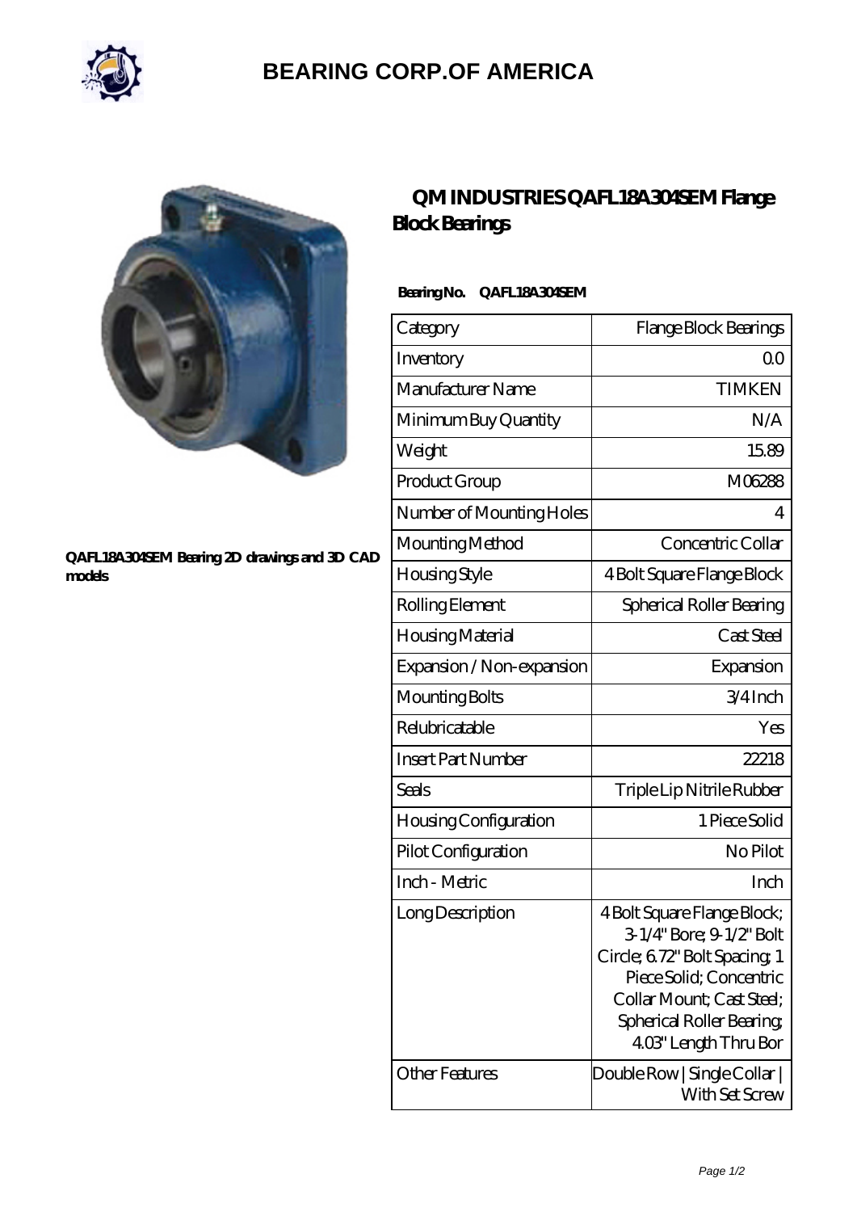# BEARING CORP.OF AMERICA

QAFL18A304SEM Bearing 2D drawings and 3D CAD models

## QM INDUSTRIES QAFL18A304SEM Flange Block Bearings

**Bearing No. QAFL18A304SEM**

| Category | Flange Block Bearings |
|---|---|
| Inventory | 0.0 |
| Manufacturer Name | TIMKEN |
| Minimum Buy Quantity | N/A |
| Weight | 15.89 |
| Product Group | M06288 |
| Number of Mounting Holes | 4 |
| Mounting Method | Concentric Collar |
| Housing Style | 4 Bolt Square Flange Block |
| Rolling Element | Spherical Roller Bearing |
| Housing Material | Cast Steel |
| Expansion / Non-expansion | Expansion |
| Mounting Bolts | 3/4 Inch |
| Relubricatable | Yes |
| Insert Part Number | 22218 |
| Seals | Triple Lip Nitrile Rubber |
| Housing Configuration | 1 Piece Solid |
| Pilot Configuration | No Pilot |
| Inch - Metric | Inch |
| Long Description | 4 Bolt Square Flange Block; 3-1/4" Bore; 9-1/2" Bolt Circle; 6.72" Bolt Spacing; 1 Piece Solid; Concentric Collar Mount; Cast Steel; Spherical Roller Bearing; 4.03" Length Thru Bor |
| Other Features | Double Row \| Single Collar \| With Set Screw |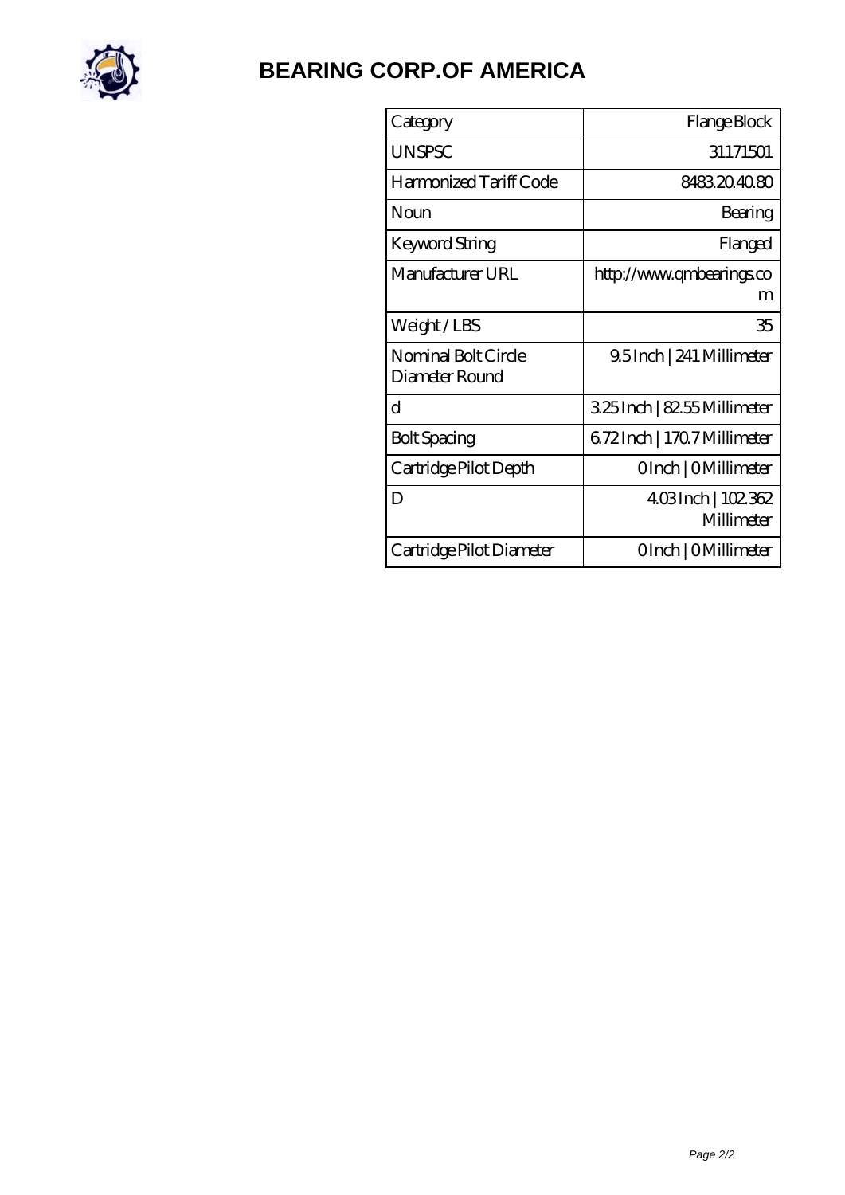## BEARING CORP.OF AMERICA

| | |
|---|---|
| Category | Flange Block |
| UNSPSC | 31171501 |
| Harmonized Tariff Code | 8483.20.40.80 |
| Noun | Bearing |
| Keyword String | Flanged |
| Manufacturer URL | http://www.qmbearings.com |
| Weight / LBS | 35 |
| Nominal Bolt Circle Diameter Round | 9.5 Inch \| 241 Millimeter |
| d | 3.25 Inch \| 82.55 Millimeter |
| Bolt Spacing | 6.72 Inch \| 170.7 Millimeter |
| Cartridge Pilot Depth | 0 Inch \| 0 Millimeter |
| D | 4.03 Inch \| 102.362 Millimeter |
| Cartridge Pilot Diameter | 0 Inch \| 0 Millimeter |